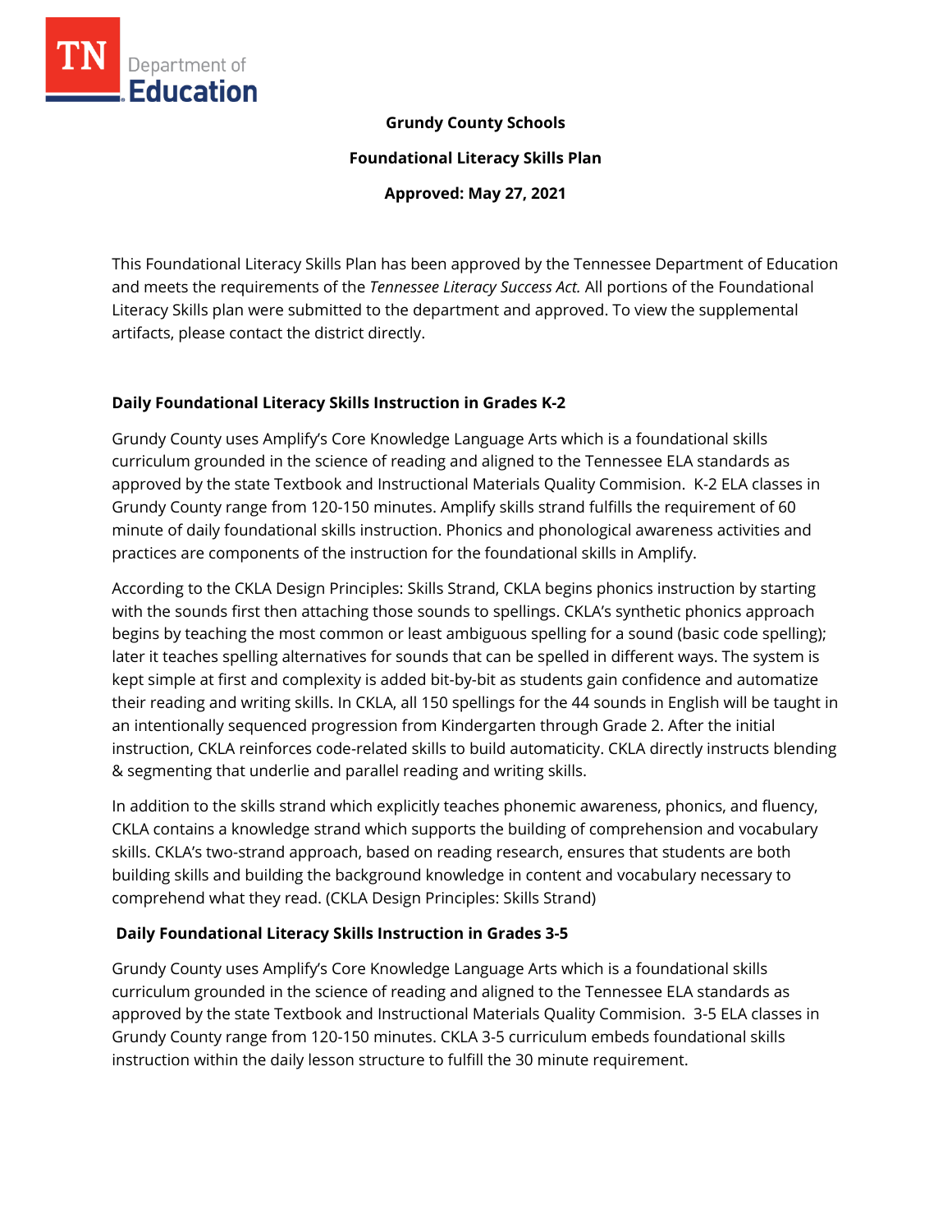**Grundy County Schools**

**Foundational Literacy Skills Plan**

**Approved: May 27, 2021**

This Foundational Literacy Skills Plan has been approved by the Tennessee Department of Education and meets the requirements of the *Tennessee Literacy Success Act.* All portions of the Foundational Literacy Skills plan were submitted to the department and approved. To view the supplemental artifacts, please contact the district directly.

## Daily Foundational Literacy Skills Instruction in Grades K-2

Grundy County uses Amplify's Core Knowledge Language Arts which is a foundational skills curriculum grounded in the science of reading and aligned to the Tennessee ELA standards as approved by the state Textbook and Instructional Materials Quality Commision. K-2 ELA classes in Grundy County range from 120-150 minutes. Amplify skills strand fulfills the requirement of 60 minute of daily foundational skills instruction. Phonics and phonological awareness activities and practices are components of the instruction for the foundational skills in Amplify.

According to the CKLA Design Principles: Skills Strand, CKLA begins phonics instruction by starting with the sounds first then attaching those sounds to spellings. CKLA's synthetic phonics approach begins by teaching the most common or least ambiguous spelling for a sound (basic code spelling); later it teaches spelling alternatives for sounds that can be spelled in different ways. The system is kept simple at first and complexity is added bit-by-bit as students gain confidence and automatize their reading and writing skills. In CKLA, all 150 spellings for the 44 sounds in English will be taught in an intentionally sequenced progression from Kindergarten through Grade 2. After the initial instruction, CKLA reinforces code-related skills to build automaticity. CKLA directly instructs blending & segmenting that underlie and parallel reading and writing skills.

In addition to the skills strand which explicitly teaches phonemic awareness, phonics, and fluency, CKLA contains a knowledge strand which supports the building of comprehension and vocabulary skills. CKLA's two-strand approach, based on reading research, ensures that students are both building skills and building the background knowledge in content and vocabulary necessary to comprehend what they read. (CKLA Design Principles: Skills Strand)

## Daily Foundational Literacy Skills Instruction in Grades 3-5

Grundy County uses Amplify's Core Knowledge Language Arts which is a foundational skills curriculum grounded in the science of reading and aligned to the Tennessee ELA standards as approved by the state Textbook and Instructional Materials Quality Commision. 3-5 ELA classes in Grundy County range from 120-150 minutes. CKLA 3-5 curriculum embeds foundational skills instruction within the daily lesson structure to fulfill the 30 minute requirement.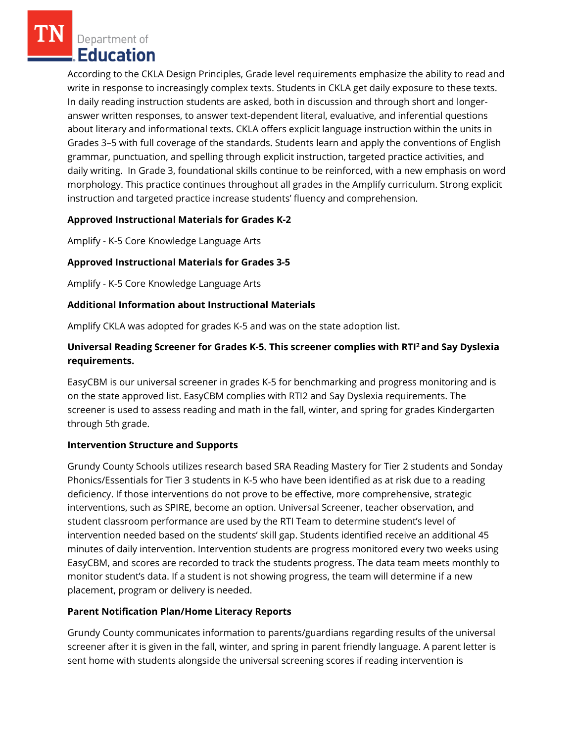According to the CKLA Design Principles, Grade level requirements emphasize the ability to read and write in response to increasingly complex texts. Students in CKLA get daily exposure to these texts. In daily reading instruction students are asked, both in discussion and through short and longer-answer written responses, to answer text-dependent literal, evaluative, and inferential questions about literary and informational texts. CKLA offers explicit language instruction within the units in Grades 3–5 with full coverage of the standards. Students learn and apply the conventions of English grammar, punctuation, and spelling through explicit instruction, targeted practice activities, and daily writing. In Grade 3, foundational skills continue to be reinforced, with a new emphasis on word morphology. This practice continues throughout all grades in the Amplify curriculum. Strong explicit instruction and targeted practice increase students' fluency and comprehension.

**Approved Instructional Materials for Grades K-2**

Amplify - K-5 Core Knowledge Language Arts

**Approved Instructional Materials for Grades 3-5**

Amplify - K-5 Core Knowledge Language Arts

**Additional Information about Instructional Materials**

Amplify CKLA was adopted for grades K-5 and was on the state adoption list.

**Universal Reading Screener for Grades K-5. This screener complies with RTI$^2$ and Say Dyslexia requirements.**

EasyCBM is our universal screener in grades K-5 for benchmarking and progress monitoring and is on the state approved list. EasyCBM complies with RTI2 and Say Dyslexia requirements. The screener is used to assess reading and math in the fall, winter, and spring for grades Kindergarten through 5th grade.

**Intervention Structure and Supports**

Grundy County Schools utilizes research based SRA Reading Mastery for Tier 2 students and Sonday Phonics/Essentials for Tier 3 students in K-5 who have been identified as at risk due to a reading deficiency. If those interventions do not prove to be effective, more comprehensive, strategic interventions, such as SPIRE, become an option. Universal Screener, teacher observation, and student classroom performance are used by the RTI Team to determine student's level of intervention needed based on the students' skill gap. Students identified receive an additional 45 minutes of daily intervention. Intervention students are progress monitored every two weeks using EasyCBM, and scores are recorded to track the students progress. The data team meets monthly to monitor student's data. If a student is not showing progress, the team will determine if a new placement, program or delivery is needed.

**Parent Notification Plan/Home Literacy Reports**

Grundy County communicates information to parents/guardians regarding results of the universal screener after it is given in the fall, winter, and spring in parent friendly language. A parent letter is sent home with students alongside the universal screening scores if reading intervention is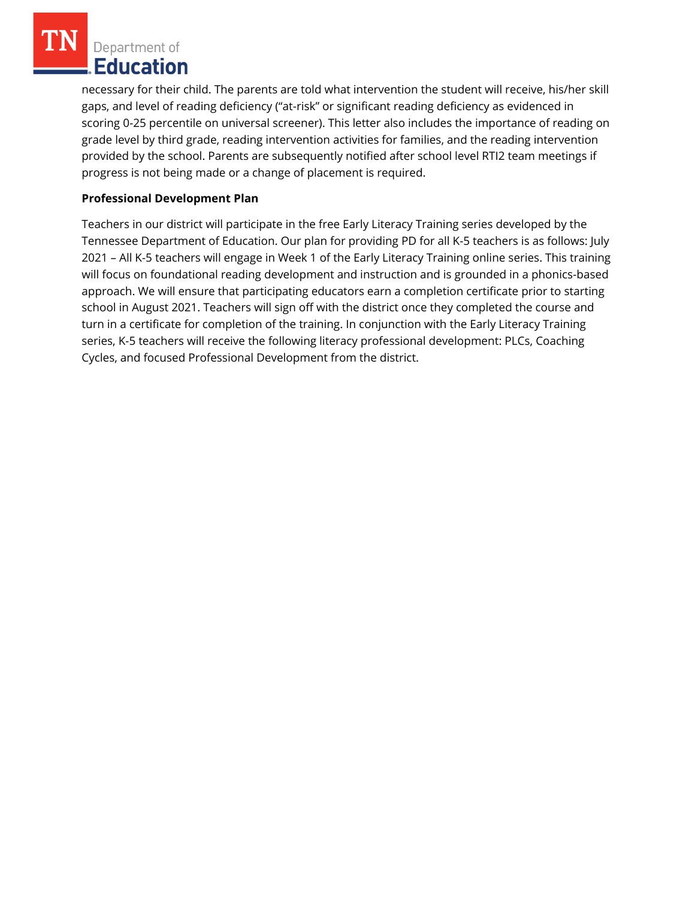necessary for their child. The parents are told what intervention the student will receive, his/her skill gaps, and level of reading deficiency ("at-risk" or significant reading deficiency as evidenced in scoring 0-25 percentile on universal screener). This letter also includes the importance of reading on grade level by third grade, reading intervention activities for families, and the reading intervention provided by the school. Parents are subsequently notified after school level RTI2 team meetings if progress is not being made or a change of placement is required.

**Professional Development Plan**

Teachers in our district will participate in the free Early Literacy Training series developed by the Tennessee Department of Education. Our plan for providing PD for all K-5 teachers is as follows: July 2021 – All K-5 teachers will engage in Week 1 of the Early Literacy Training online series. This training will focus on foundational reading development and instruction and is grounded in a phonics-based approach. We will ensure that participating educators earn a completion certificate prior to starting school in August 2021. Teachers will sign off with the district once they completed the course and turn in a certificate for completion of the training. In conjunction with the Early Literacy Training series, K-5 teachers will receive the following literacy professional development: PLCs, Coaching Cycles, and focused Professional Development from the district.